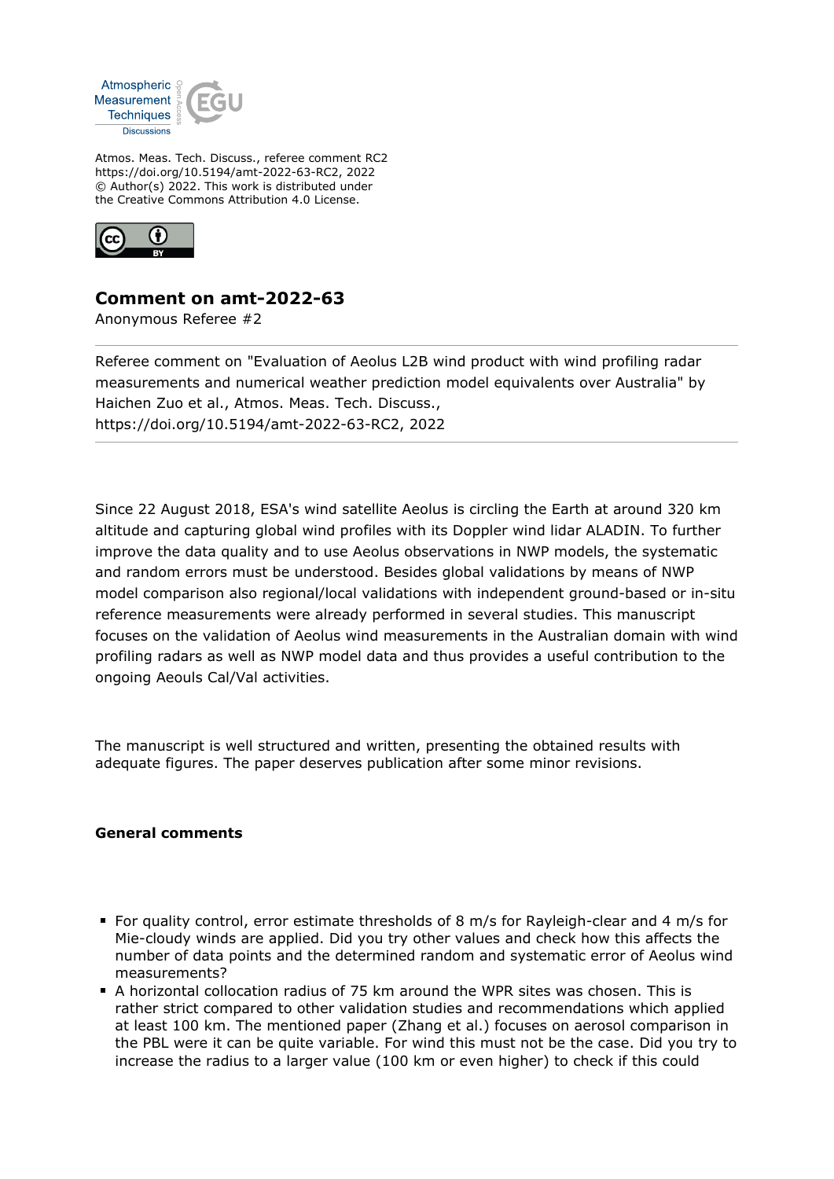Atmos. Meas. Tech. Discuss., referee comment RC2
https://doi.org/10.5194/amt-2022-63-RC2, 2022
© Author(s) 2022. This work is distributed under
the Creative Commons Attribution 4.0 License.

## Comment on amt-2022-63

Anonymous Referee #2

Referee comment on "Evaluation of Aeolus L2B wind product with wind profiling radar measurements and numerical weather prediction model equivalents over Australia" by Haichen Zuo et al., Atmos. Meas. Tech. Discuss., https://doi.org/10.5194/amt-2022-63-RC2, 2022

Since 22 August 2018, ESA's wind satellite Aeolus is circling the Earth at around 320 km altitude and capturing global wind profiles with its Doppler wind lidar ALADIN. To further improve the data quality and to use Aeolus observations in NWP models, the systematic and random errors must be understood. Besides global validations by means of NWP model comparison also regional/local validations with independent ground-based or in-situ reference measurements were already performed in several studies. This manuscript focuses on the validation of Aeolus wind measurements in the Australian domain with wind profiling radars as well as NWP model data and thus provides a useful contribution to the ongoing Aeouls Cal/Val activities.

The manuscript is well structured and written, presenting the obtained results with adequate figures. The paper deserves publication after some minor revisions.

### General comments

- For quality control, error estimate thresholds of 8 m/s for Rayleigh-clear and 4 m/s for Mie-cloudy winds are applied. Did you try other values and check how this affects the number of data points and the determined random and systematic error of Aeolus wind measurements?
- A horizontal collocation radius of 75 km around the WPR sites was chosen. This is rather strict compared to other validation studies and recommendations which applied at least 100 km. The mentioned paper (Zhang et al.) focuses on aerosol comparison in the PBL were it can be quite variable. For wind this must not be the case. Did you try to increase the radius to a larger value (100 km or even higher) to check if this could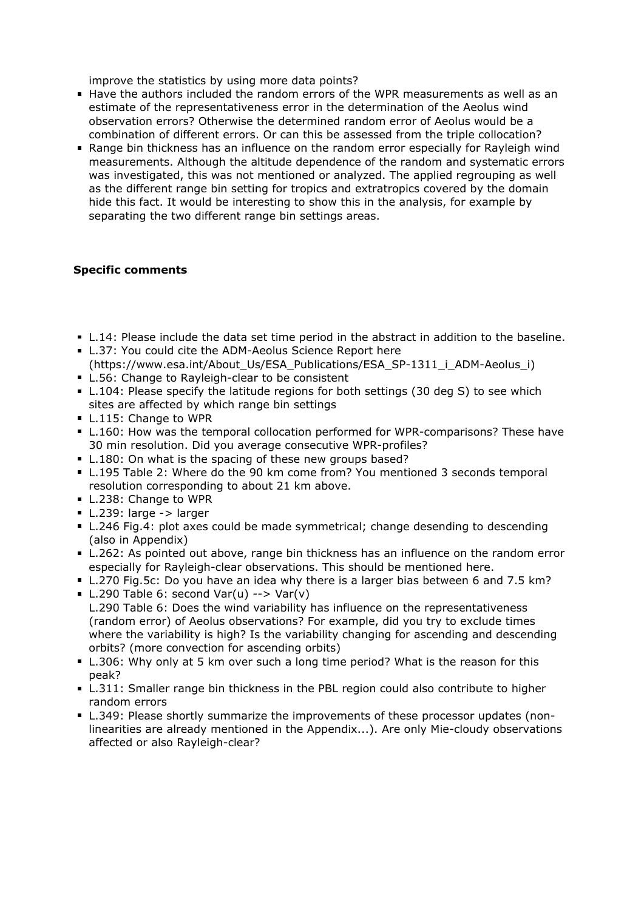improve the statistics by using more data points?

- Have the authors included the random errors of the WPR measurements as well as an estimate of the representativeness error in the determination of the Aeolus wind observation errors? Otherwise the determined random error of Aeolus would be a combination of different errors. Or can this be assessed from the triple collocation?
- Range bin thickness has an influence on the random error especially for Rayleigh wind measurements. Although the altitude dependence of the random and systematic errors was investigated, this was not mentioned or analyzed. The applied regrouping as well as the different range bin setting for tropics and extratropics covered by the domain hide this fact. It would be interesting to show this in the analysis, for example by separating the two different range bin settings areas.

**Specific comments**

- L.14: Please include the data set time period in the abstract in addition to the baseline.
- L.37: You could cite the ADM-Aeolus Science Report here (https://www.esa.int/About_Us/ESA_Publications/ESA_SP-1311_i_ADM-Aeolus_i)
- L.56: Change to Rayleigh-clear to be consistent
- L.104: Please specify the latitude regions for both settings (30 deg S) to see which sites are affected by which range bin settings
- L.115: Change to WPR
- L.160: How was the temporal collocation performed for WPR-comparisons? These have 30 min resolution. Did you average consecutive WPR-profiles?
- L.180: On what is the spacing of these new groups based?
- L.195 Table 2: Where do the 90 km come from? You mentioned 3 seconds temporal resolution corresponding to about 21 km above.
- L.238: Change to WPR
- L.239: large -> larger
- L.246 Fig.4: plot axes could be made symmetrical; change desending to descending (also in Appendix)
- L.262: As pointed out above, range bin thickness has an influence on the random error especially for Rayleigh-clear observations. This should be mentioned here.
- L.270 Fig.5c: Do you have an idea why there is a larger bias between 6 and 7.5 km?
- L.290 Table 6: second Var(u) --> Var(v)
  L.290 Table 6: Does the wind variability has influence on the representativeness (random error) of Aeolus observations? For example, did you try to exclude times where the variability is high? Is the variability changing for ascending and descending orbits? (more convection for ascending orbits)
- L.306: Why only at 5 km over such a long time period? What is the reason for this peak?
- L.311: Smaller range bin thickness in the PBL region could also contribute to higher random errors
- L.349: Please shortly summarize the improvements of these processor updates (non-linearities are already mentioned in the Appendix...). Are only Mie-cloudy observations affected or also Rayleigh-clear?